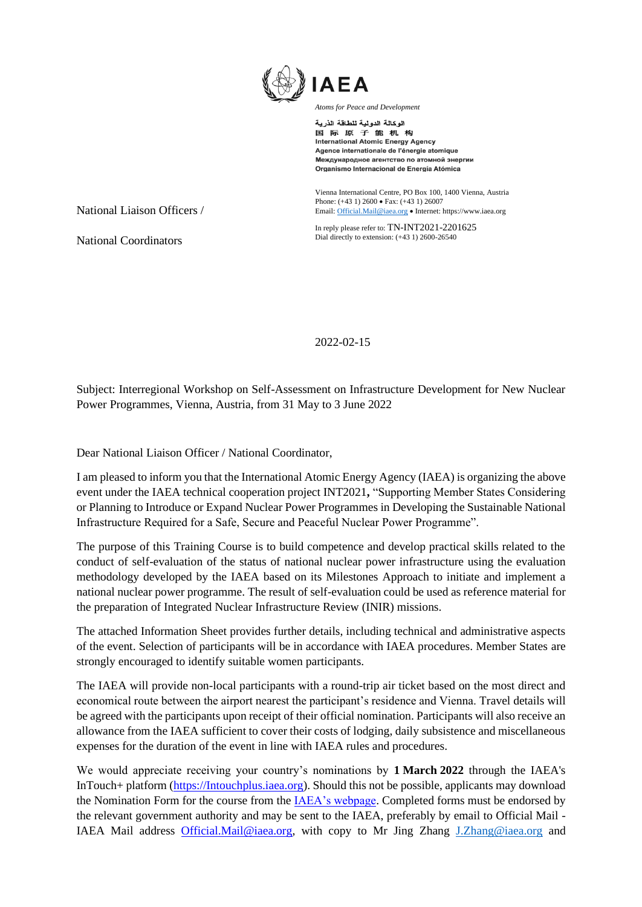IAEA

*Atoms for Peace and Development*

الوكالة الدولية للطاقة الذرية
国 际 原 子 能 机 构
International Atomic Energy Agency
Agence internationale de l'énergie atomique
Международное агентство по атомной энергии
Organismo Internacional de Energía Atómica

Vienna International Centre, PO Box 100, 1400 Vienna, Austria
Phone: (+43 1) 2600 • Fax: (+43 1) 26007
Email: Official.Mail@iaea.org • Internet: https://www.iaea.org

In reply please refer to: TN-INT2021-2201625
Dial directly to extension: (+43 1) 2600-26540

National Liaison Officers /

National Coordinators

2022-02-15

Subject: Interregional Workshop on Self-Assessment on Infrastructure Development for New Nuclear Power Programmes, Vienna, Austria, from 31 May to 3 June 2022

Dear National Liaison Officer / National Coordinator,

I am pleased to inform you that the International Atomic Energy Agency (IAEA) is organizing the above event under the IAEA technical cooperation project INT2021**,** "Supporting Member States Considering or Planning to Introduce or Expand Nuclear Power Programmes in Developing the Sustainable National Infrastructure Required for a Safe, Secure and Peaceful Nuclear Power Programme".

The purpose of this Training Course is to build competence and develop practical skills related to the conduct of self-evaluation of the status of national nuclear power infrastructure using the evaluation methodology developed by the IAEA based on its Milestones Approach to initiate and implement a national nuclear power programme. The result of self-evaluation could be used as reference material for the preparation of Integrated Nuclear Infrastructure Review (INIR) missions.

The attached Information Sheet provides further details, including technical and administrative aspects of the event. Selection of participants will be in accordance with IAEA procedures. Member States are strongly encouraged to identify suitable women participants.

The IAEA will provide non-local participants with a round-trip air ticket based on the most direct and economical route between the airport nearest the participant's residence and Vienna. Travel details will be agreed with the participants upon receipt of their official nomination. Participants will also receive an allowance from the IAEA sufficient to cover their costs of lodging, daily subsistence and miscellaneous expenses for the duration of the event in line with IAEA rules and procedures.

We would appreciate receiving your country's nominations by **1 March 2022** through the IAEA's InTouch+ platform (https://Intouchplus.iaea.org). Should this not be possible, applicants may download the Nomination Form for the course from the IAEA's webpage. Completed forms must be endorsed by the relevant government authority and may be sent to the IAEA, preferably by email to Official Mail - IAEA Mail address Official.Mail@iaea.org, with copy to Mr Jing Zhang J.Zhang@iaea.org and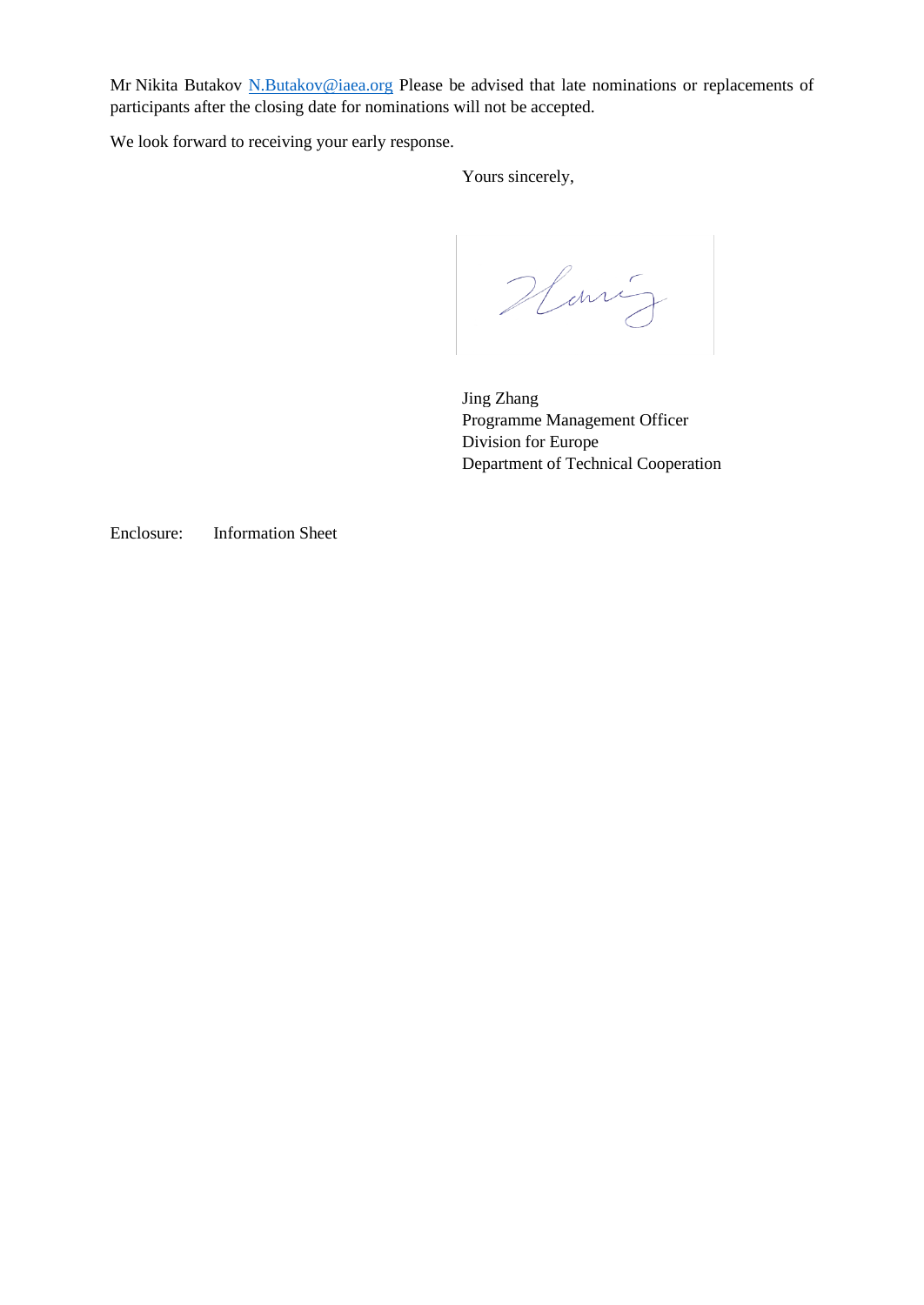Mr Nikita Butakov N.Butakov@iaea.org Please be advised that late nominations or replacements of participants after the closing date for nominations will not be accepted.

We look forward to receiving your early response.

Yours sincerely,

Jing Zhang  
Programme Management Officer  
Division for Europe  
Department of Technical Cooperation

Enclosure: Information Sheet